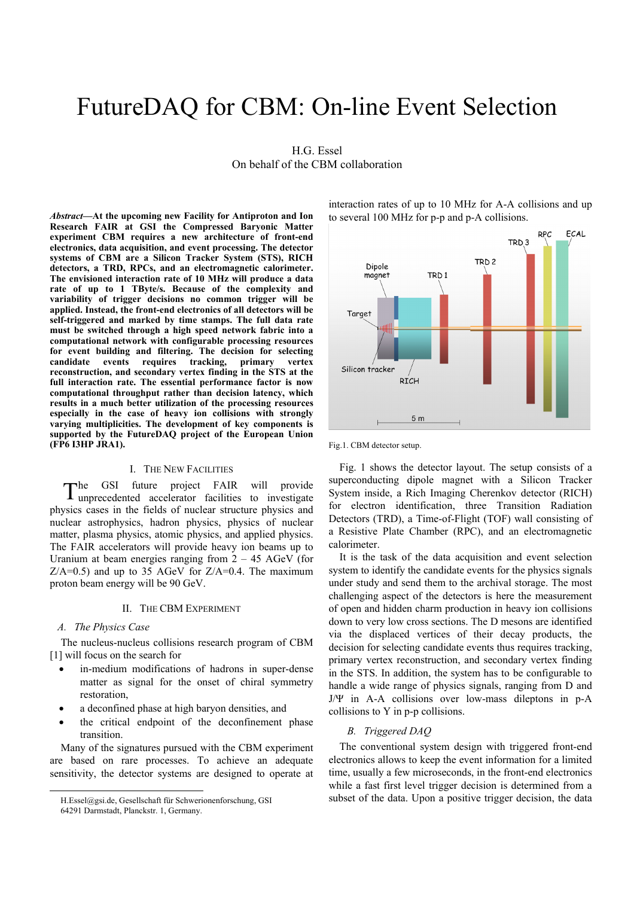# FutureDAQ for CBM: On-line Event Selection

H.G. Essel
On behalf of the CBM collaboration

***Abstract*—At the upcoming new Facility for Antiproton and Ion Research FAIR at GSI the Compressed Baryonic Matter experiment CBM requires a new architecture of front-end electronics, data acquisition, and event processing. The detector systems of CBM are a Silicon Tracker System (STS), RICH detectors, a TRD, RPCs, and an electromagnetic calorimeter. The envisioned interaction rate of 10 MHz will produce a data rate of up to 1 TByte/s. Because of the complexity and variability of trigger decisions no common trigger will be applied. Instead, the front-end electronics of all detectors will be self-triggered and marked by time stamps. The full data rate must be switched through a high speed network fabric into a computational network with configurable processing resources for event building and filtering. The decision for selecting candidate events requires tracking, primary vertex reconstruction, and secondary vertex finding in the STS at the full interaction rate. The essential performance factor is now computational throughput rather than decision latency, which results in a much better utilization of the processing resources especially in the case of heavy ion collisions with strongly varying multiplicities. The development of key components is supported by the FutureDAQ project of the European Union (FP6 I3HP JRA1).**

## I. The New Facilities

The GSI future project FAIR will provide unprecedented accelerator facilities to investigate physics cases in the fields of nuclear structure physics and nuclear astrophysics, hadron physics, physics of nuclear matter, plasma physics, atomic physics, and applied physics. The FAIR accelerators will provide heavy ion beams up to Uranium at beam energies ranging from 2 – 45 AGeV (for Z/A=0.5) and up to 35 AGeV for Z/A=0.4. The maximum proton beam energy will be 90 GeV.

## II. The CBM Experiment

### *A. The Physics Case*

The nucleus-nucleus collisions research program of CBM [1] will focus on the search for

- in-medium modifications of hadrons in super-dense matter as signal for the onset of chiral symmetry restoration,
- a deconfined phase at high baryon densities, and
- the critical endpoint of the deconfinement phase transition.

Many of the signatures pursued with the CBM experiment are based on rare processes. To achieve an adequate sensitivity, the detector systems are designed to operate at interaction rates of up to 10 MHz for A-A collisions and up to several 100 MHz for p-p and p-A collisions.

Fig.1. CBM detector setup.

Fig. 1 shows the detector layout. The setup consists of a superconducting dipole magnet with a Silicon Tracker System inside, a Rich Imaging Cherenkov detector (RICH) for electron identification, three Transition Radiation Detectors (TRD), a Time-of-Flight (TOF) wall consisting of a Resistive Plate Chamber (RPC), and an electromagnetic calorimeter.

It is the task of the data acquisition and event selection system to identify the candidate events for the physics signals under study and send them to the archival storage. The most challenging aspect of the detectors is here the measurement of open and hidden charm production in heavy ion collisions down to very low cross sections. The D mesons are identified via the displaced vertices of their decay products, the decision for selecting candidate events thus requires tracking, primary vertex reconstruction, and secondary vertex finding in the STS. In addition, the system has to be configurable to handle a wide range of physics signals, ranging from D and J/Ψ in A-A collisions over low-mass dileptons in p-A collisions to Y in p-p collisions.

### *B. Triggered DAQ*

The conventional system design with triggered front-end electronics allows to keep the event information for a limited time, usually a few microseconds, in the front-end electronics while a fast first level trigger decision is determined from a subset of the data. Upon a positive trigger decision, the data

H.Essel@gsi.de, Gesellschaft für Schwerionenforschung, GSI 64291 Darmstadt, Planckstr. 1, Germany.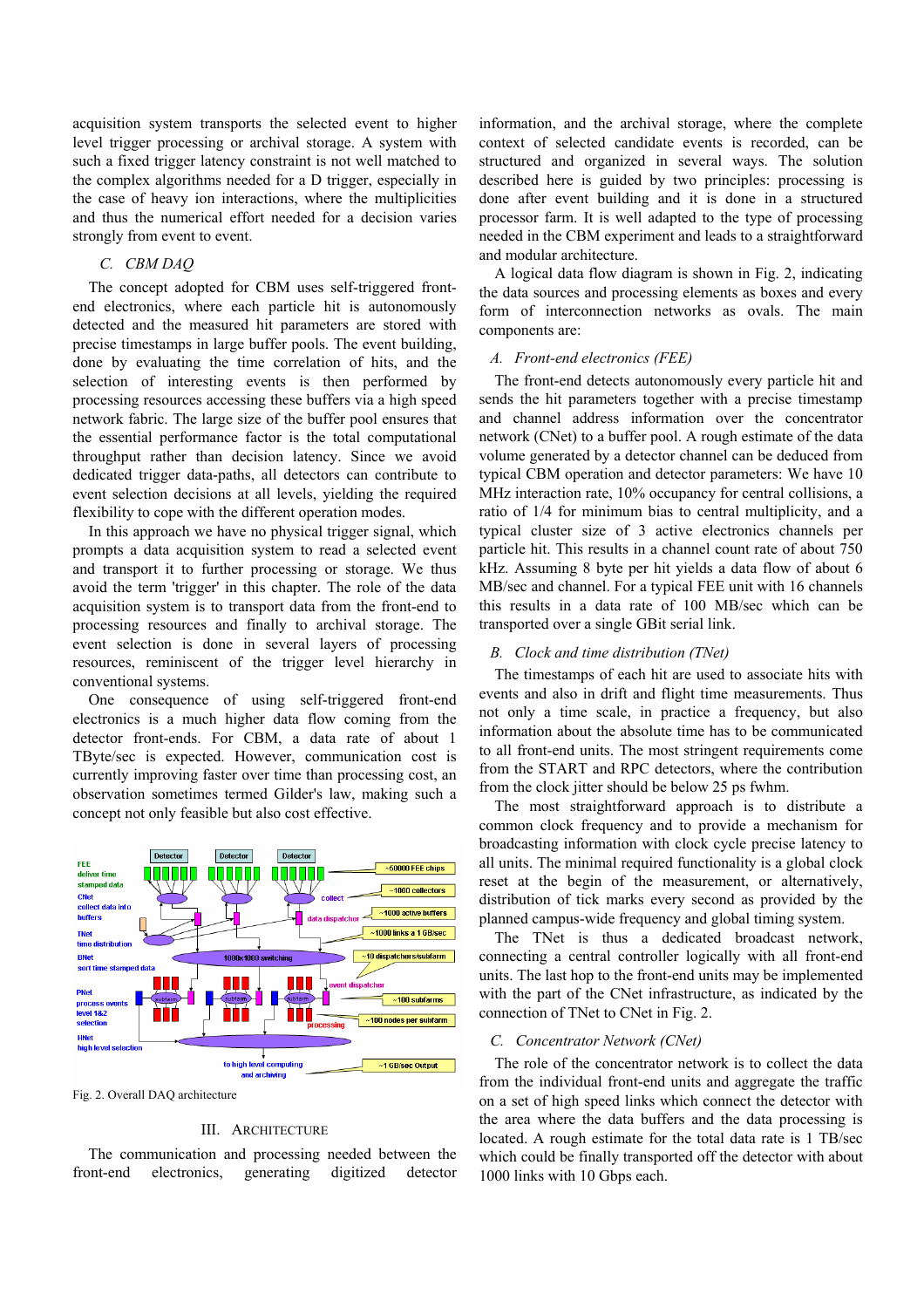acquisition system transports the selected event to higher level trigger processing or archival storage. A system with such a fixed trigger latency constraint is not well matched to the complex algorithms needed for a D trigger, especially in the case of heavy ion interactions, where the multiplicities and thus the numerical effort needed for a decision varies strongly from event to event.

### *C. CBM DAQ*

The concept adopted for CBM uses self-triggered front-end electronics, where each particle hit is autonomously detected and the measured hit parameters are stored with precise timestamps in large buffer pools. The event building, done by evaluating the time correlation of hits, and the selection of interesting events is then performed by processing resources accessing these buffers via a high speed network fabric. The large size of the buffer pool ensures that the essential performance factor is the total computational throughput rather than decision latency. Since we avoid dedicated trigger data-paths, all detectors can contribute to event selection decisions at all levels, yielding the required flexibility to cope with the different operation modes.

In this approach we have no physical trigger signal, which prompts a data acquisition system to read a selected event and transport it to further processing or storage. We thus avoid the term 'trigger' in this chapter. The role of the data acquisition system is to transport data from the front-end to processing resources and finally to archival storage. The event selection is done in several layers of processing resources, reminiscent of the trigger level hierarchy in conventional systems.

One consequence of using self-triggered front-end electronics is a much higher data flow coming from the detector front-ends. For CBM, a data rate of about 1 TByte/sec is expected. However, communication cost is currently improving faster over time than processing cost, an observation sometimes termed Gilder's law, making such a concept not only feasible but also cost effective.

Detector
Detector
Detector
FEE
deliver time stamped data
CNet
collect data into buffers
TNet
time distribution
BNet
sort time stamped data
PNet
process events level 1&2 selection
HNet
high level selection
collect
data dispatcher
1000x1000 switching
event dispatcher
subfarm
processing
to high level computing and archiving
~50000 FEE chips
~1000 collectors
~1000 active buffers
~1000 links a 1 GB/sec
~10 dispatchers/subfarm
~100 subfarms
~100 nodes per subfarm
~1 GB/sec Output

Fig. 2. Overall DAQ architecture

## III. ARCHITECTURE

The communication and processing needed between the front-end electronics, generating digitized detector information, and the archival storage, where the complete context of selected candidate events is recorded, can be structured and organized in several ways. The solution described here is guided by two principles: processing is done after event building and it is done in a structured processor farm. It is well adapted to the type of processing needed in the CBM experiment and leads to a straightforward and modular architecture.

A logical data flow diagram is shown in Fig. 2, indicating the data sources and processing elements as boxes and every form of interconnection networks as ovals. The main components are:

### *A. Front-end electronics (FEE)*

The front-end detects autonomously every particle hit and sends the hit parameters together with a precise timestamp and channel address information over the concentrator network (CNet) to a buffer pool. A rough estimate of the data volume generated by a detector channel can be deduced from typical CBM operation and detector parameters: We have 10 MHz interaction rate, 10% occupancy for central collisions, a ratio of 1/4 for minimum bias to central multiplicity, and a typical cluster size of 3 active electronics channels per particle hit. This results in a channel count rate of about 750 kHz. Assuming 8 byte per hit yields a data flow of about 6 MB/sec and channel. For a typical FEE unit with 16 channels this results in a data rate of 100 MB/sec which can be transported over a single GBit serial link.

### *B. Clock and time distribution (TNet)*

The timestamps of each hit are used to associate hits with events and also in drift and flight time measurements. Thus not only a time scale, in practice a frequency, but also information about the absolute time has to be communicated to all front-end units. The most stringent requirements come from the START and RPC detectors, where the contribution from the clock jitter should be below 25 ps fwhm.

The most straightforward approach is to distribute a common clock frequency and to provide a mechanism for broadcasting information with clock cycle precise latency to all units. The minimal required functionality is a global clock reset at the begin of the measurement, or alternatively, distribution of tick marks every second as provided by the planned campus-wide frequency and global timing system.

The TNet is thus a dedicated broadcast network, connecting a central controller logically with all front-end units. The last hop to the front-end units may be implemented with the part of the CNet infrastructure, as indicated by the connection of TNet to CNet in Fig. 2.

### *C. Concentrator Network (CNet)*

The role of the concentrator network is to collect the data from the individual front-end units and aggregate the traffic on a set of high speed links which connect the detector with the area where the data buffers and the data processing is located. A rough estimate for the total data rate is 1 TB/sec which could be finally transported off the detector with about 1000 links with 10 Gbps each.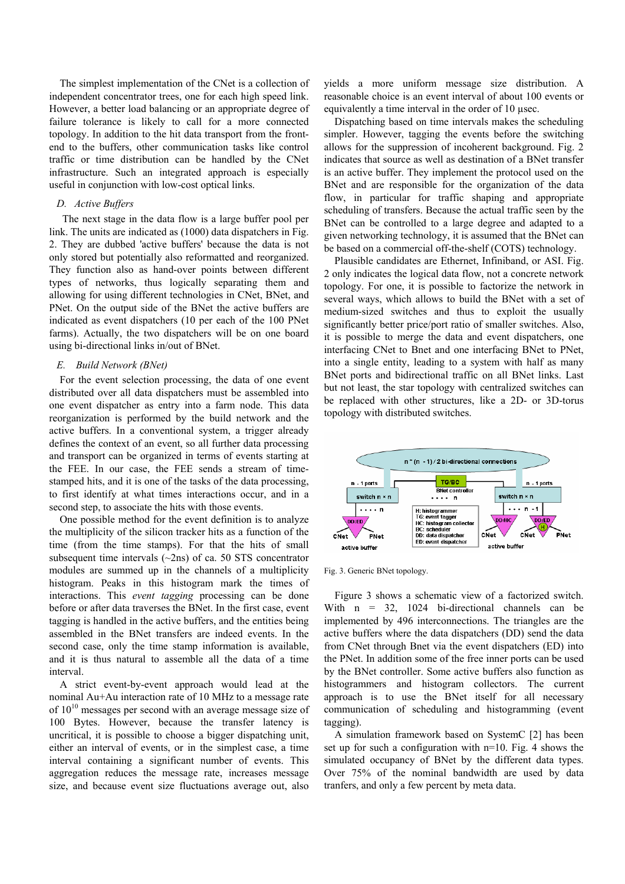The simplest implementation of the CNet is a collection of independent concentrator trees, one for each high speed link. However, a better load balancing or an appropriate degree of failure tolerance is likely to call for a more connected topology. In addition to the hit data transport from the front-end to the buffers, other communication tasks like control traffic or time distribution can be handled by the CNet infrastructure. Such an integrated approach is especially useful in conjunction with low-cost optical links.

### D. Active Buffers

The next stage in the data flow is a large buffer pool per link. The units are indicated as (1000) data dispatchers in Fig. 2. They are dubbed 'active buffers' because the data is not only stored but potentially also reformatted and reorganized. They function also as hand-over points between different types of networks, thus logically separating them and allowing for using different technologies in CNet, BNet, and PNet. On the output side of the BNet the active buffers are indicated as event dispatchers (10 per each of the 100 PNet farms). Actually, the two dispatchers will be on one board using bi-directional links in/out of BNet.

### E. Build Network (BNet)

For the event selection processing, the data of one event distributed over all data dispatchers must be assembled into one event dispatcher as entry into a farm node. This data reorganization is performed by the build network and the active buffers. In a conventional system, a trigger already defines the context of an event, so all further data processing and transport can be organized in terms of events starting at the FEE. In our case, the FEE sends a stream of time-stamped hits, and it is one of the tasks of the data processing, to first identify at what times interactions occur, and in a second step, to associate the hits with those events.

One possible method for the event definition is to analyze the multiplicity of the silicon tracker hits as a function of the time (from the time stamps). For that the hits of small subsequent time intervals (~2ns) of ca. 50 STS concentrator modules are summed up in the channels of a multiplicity histogram. Peaks in this histogram mark the times of interactions. This *event tagging* processing can be done before or after data traverses the BNet. In the first case, event tagging is handled in the active buffers, and the entities being assembled in the BNet transfers are indeed events. In the second case, only the time stamp information is available, and it is thus natural to assemble all the data of a time interval.

A strict event-by-event approach would lead at the nominal Au+Au interaction rate of 10 MHz to a message rate of $10^{10}$ messages per second with an average message size of 100 Bytes. However, because the transfer latency is uncritical, it is possible to choose a bigger dispatching unit, either an interval of events, or in the simplest case, a time interval containing a significant number of events. This aggregation reduces the message rate, increases message size, and because event size fluctuations average out, also yields a more uniform message size distribution. A reasonable choice is an event interval of about 100 events or equivalently a time interval in the order of 10 µsec.

Dispatching based on time intervals makes the scheduling simpler. However, tagging the events before the switching allows for the suppression of incoherent background. Fig. 2 indicates that source as well as destination of a BNet transfer is an active buffer. They implement the protocol used on the BNet and are responsible for the organization of the data flow, in particular for traffic shaping and appropriate scheduling of transfers. Because the actual traffic seen by the BNet can be controlled to a large degree and adapted to a given networking technology, it is assumed that the BNet can be based on a commercial off-the-shelf (COTS) technology.

Plausible candidates are Ethernet, Infiniband, or ASI. Fig. 2 only indicates the logical data flow, not a concrete network topology. For one, it is possible to factorize the network in several ways, which allows to build the BNet with a set of medium-sized switches and thus to exploit the usually significantly better price/port ratio of smaller switches. Also, it is possible to merge the data and event dispatchers, one interfacing CNet to Bnet and one interfacing BNet to PNet, into a single entity, leading to a system with half as many BNet ports and bidirectional traffic on all BNet links. Last but not least, the star topology with centralized switches can be replaced with other structures, like a 2D- or 3D-torus topology with distributed switches.

n * (n - 1) / 2 bi-directional connections
n - 1 ports
switch n × n
TG/BC
BNet controller
n - 1 ports
switch n × n
DD/ED
CNet
PNet
active buffer
H: histogrammer
TG: event tagger
HC: histogram collector
BC: scheduler
DD: data dispatcher
ED: event dispatcher
DD/HC
CNet
DD/ED
H
CNet
PNet
active buffer

Fig. 3. Generic BNet topology.

Figure 3 shows a schematic view of a factorized switch. With n = 32, 1024 bi-directional channels can be implemented by 496 interconnections. The triangles are the active buffers where the data dispatchers (DD) send the data from CNet through Bnet via the event dispatchers (ED) into the PNet. In addition some of the free inner ports can be used by the BNet controller. Some active buffers also function as histogrammers and histogram collectors. The current approach is to use the BNet itself for all necessary communication of scheduling and histogramming (event tagging).

A simulation framework based on SystemC [2] has been set up for such a configuration with n=10. Fig. 4 shows the simulated occupancy of BNet by the different data types. Over 75% of the nominal bandwidth are used by data tranfers, and only a few percent by meta data.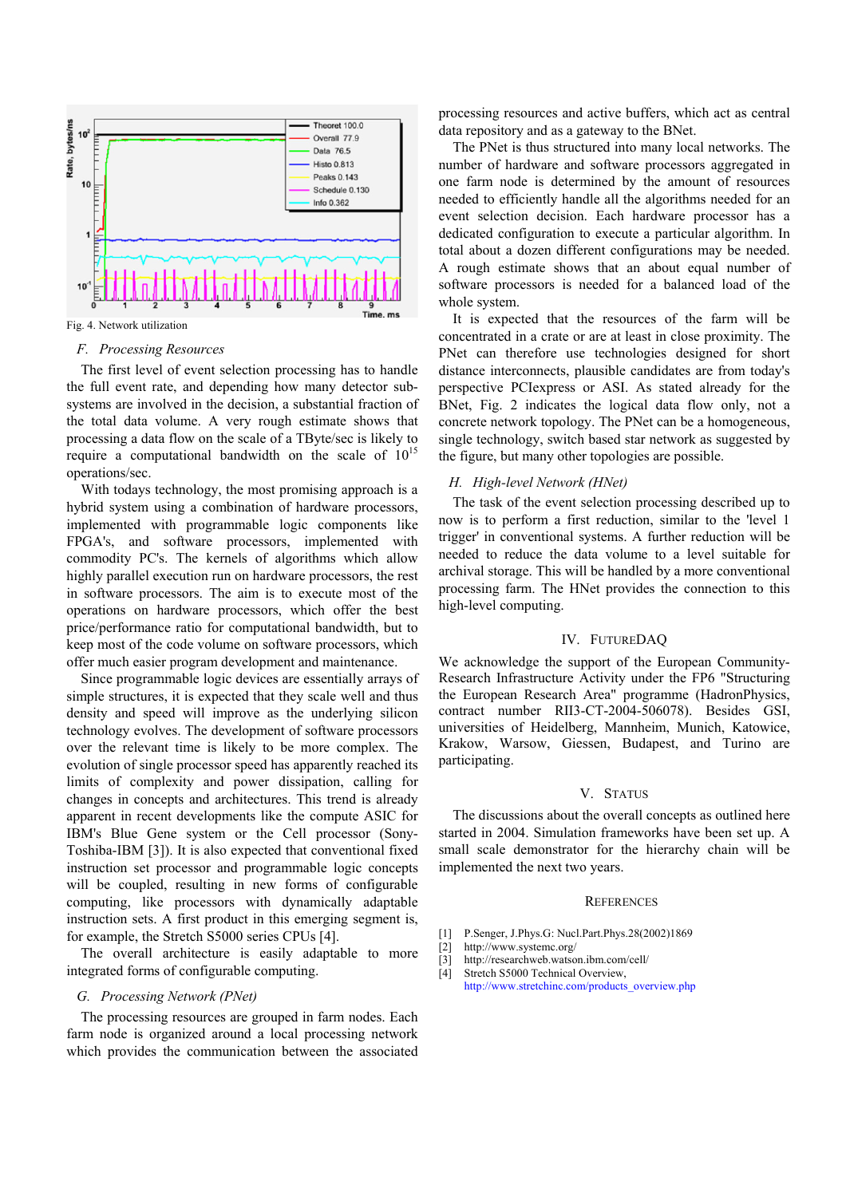Rate, bytes/ns

$10^2$

10

1

$10^{-1}$

0 1 2 3 4 5 6 7 8 9

Time, ms

Theoret 100.0
Overall 77.9
Data 76.5
Histo 0.813
Peaks 0.143
Schedule 0.130
Info 0.362

Fig. 4. Network utilization

### F. Processing Resources

The first level of event selection processing has to handle the full event rate, and depending how many detector sub-systems are involved in the decision, a substantial fraction of the total data volume. A very rough estimate shows that processing a data flow on the scale of a TByte/sec is likely to require a computational bandwidth on the scale of $10^{15}$ operations/sec.

With todays technology, the most promising approach is a hybrid system using a combination of hardware processors, implemented with programmable logic components like FPGA's, and software processors, implemented with commodity PC's. The kernels of algorithms which allow highly parallel execution run on hardware processors, the rest in software processors. The aim is to execute most of the operations on hardware processors, which offer the best price/performance ratio for computational bandwidth, but to keep most of the code volume on software processors, which offer much easier program development and maintenance.

Since programmable logic devices are essentially arrays of simple structures, it is expected that they scale well and thus density and speed will improve as the underlying silicon technology evolves. The development of software processors over the relevant time is likely to be more complex. The evolution of single processor speed has apparently reached its limits of complexity and power dissipation, calling for changes in concepts and architectures. This trend is already apparent in recent developments like the compute ASIC for IBM's Blue Gene system or the Cell processor (Sony-Toshiba-IBM [3]). It is also expected that conventional fixed instruction set processor and programmable logic concepts will be coupled, resulting in new forms of configurable computing, like processors with dynamically adaptable instruction sets. A first product in this emerging segment is, for example, the Stretch S5000 series CPUs [4].

The overall architecture is easily adaptable to more integrated forms of configurable computing.

### G. Processing Network (PNet)

The processing resources are grouped in farm nodes. Each farm node is organized around a local processing network which provides the communication between the associated processing resources and active buffers, which act as central data repository and as a gateway to the BNet.

The PNet is thus structured into many local networks. The number of hardware and software processors aggregated in one farm node is determined by the amount of resources needed to efficiently handle all the algorithms needed for an event selection decision. Each hardware processor has a dedicated configuration to execute a particular algorithm. In total about a dozen different configurations may be needed. A rough estimate shows that an about equal number of software processors is needed for a balanced load of the whole system.

It is expected that the resources of the farm will be concentrated in a crate or are at least in close proximity. The PNet can therefore use technologies designed for short distance interconnects, plausible candidates are from today's perspective PCIexpress or ASI. As stated already for the BNet, Fig. 2 indicates the logical data flow only, not a concrete network topology. The PNet can be a homogeneous, single technology, switch based star network as suggested by the figure, but many other topologies are possible.

### H. High-level Network (HNet)

The task of the event selection processing described up to now is to perform a first reduction, similar to the 'level 1 trigger' in conventional systems. A further reduction will be needed to reduce the data volume to a level suitable for archival storage. This will be handled by a more conventional processing farm. The HNet provides the connection to this high-level computing.

## IV. FutureDAQ

We acknowledge the support of the European Community-Research Infrastructure Activity under the FP6 "Structuring the European Research Area" programme (HadronPhysics, contract number RII3-CT-2004-506078). Besides GSI, universities of Heidelberg, Mannheim, Munich, Katowice, Krakow, Warsow, Giessen, Budapest, and Turino are participating.

## V. Status

The discussions about the overall concepts as outlined here started in 2004. Simulation frameworks have been set up. A small scale demonstrator for the hierarchy chain will be implemented the next two years.

## References

[1] P.Senger, J.Phys.G: Nucl.Part.Phys.28(2002)1869
[2] http://www.systemc.org/
[3] http://researchweb.watson.ibm.com/cell/
[4] Stretch S5000 Technical Overview, http://www.stretchinc.com/products_overview.php